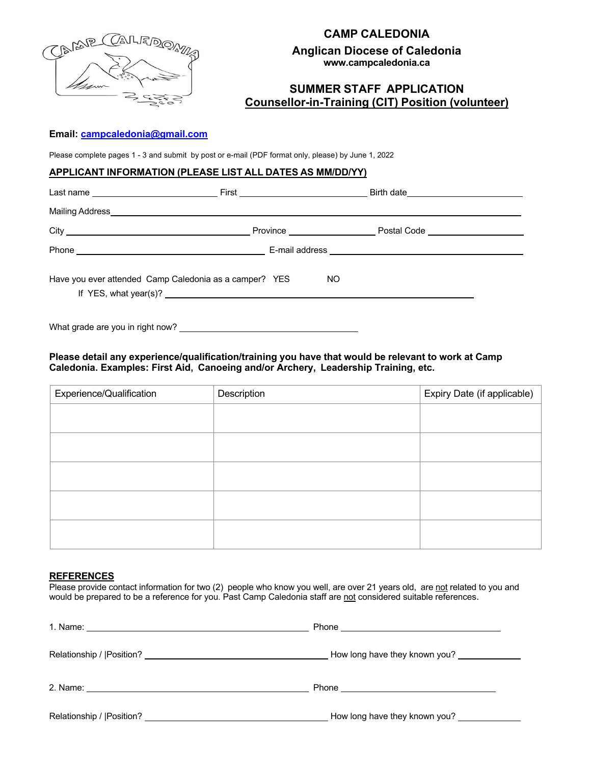# CAMP CALEDONIA

## Anglican Diocese of Caledonia

**www.campcaledonia.ca**

## SUMMER STAFF APPLICATION

## Counsellor-in-Training (CIT) Position (volunteer)

**Email: campcaledonia@gmail.com**

Please complete pages 1 - 3 and submit by post or e-mail (PDF format only, please) by June 1, 2022

### APPLICANT INFORMATION (PLEASE LIST ALL DATES AS MM/DD/YY)

Last name ______________________ First ______________________ Birth date ______________________

Mailing Address ____________________________________________________________________________

City ________________________________ Province ______________ Postal Code ________________

Phone _________________________________ E-mail address _________________________________

Have you ever attended Camp Caledonia as a camper? YES NO

If YES, what year(s)? _______________________________________________________

What grade are you in right now? ________________________________

**Please detail any experience/qualification/training you have that would be relevant to work at Camp Caledonia. Examples: First Aid, Canoeing and/or Archery, Leadership Training, etc.**

| Experience/Qualification | Description | Expiry Date (if applicable) |
|---|---|---|
| | | |
| | | |
| | | |
| | | |
| | | |

### REFERENCES

Please provide contact information for two (2) people who know you well, are over 21 years old, are not related to you and would be prepared to be a reference for you. Past Camp Caledonia staff are not considered suitable references.

1. Name: ________________________________________ Phone ____________________________

Relationship / |Position? ________________________________ How long have they known you? ___________

2. Name: ________________________________________ Phone ____________________________

Relationship / |Position? ________________________________ How long have they known you? ___________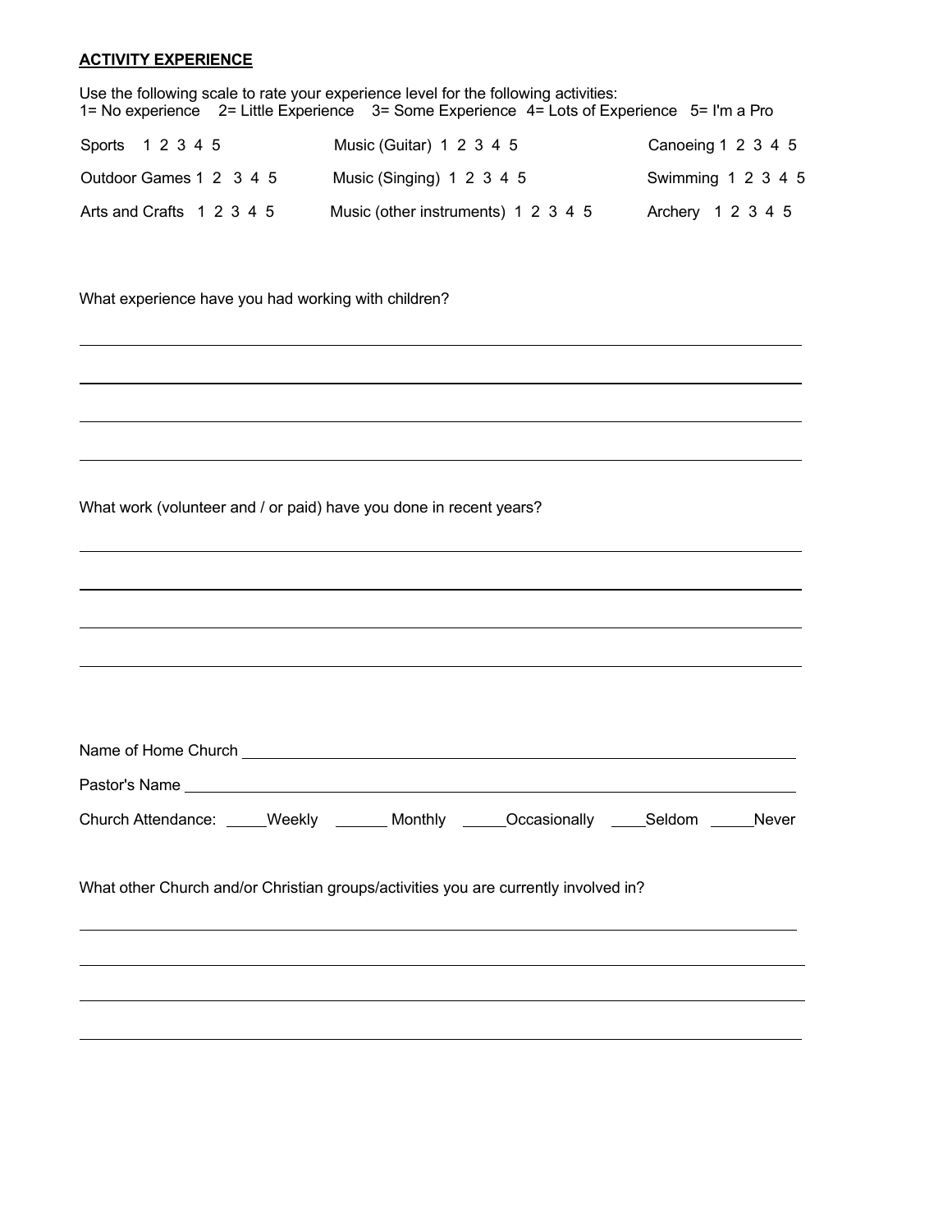## ACTIVITY EXPERIENCE

Use the following scale to rate your experience level for the following activities:
1= No experience 2= Little Experience 3= Some Experience 4= Lots of Experience 5= I'm a Pro

| | | |
|---|---|---|
| Sports 1 2 3 4 5 | Music (Guitar) 1 2 3 4 5 | Canoeing 1 2 3 4 5 |
| Outdoor Games 1 2 3 4 5 | Music (Singing) 1 2 3 4 5 | Swimming 1 2 3 4 5 |
| Arts and Crafts 1 2 3 4 5 | Music (other instruments) 1 2 3 4 5 | Archery 1 2 3 4 5 |

What experience have you had working with children?

______________________________________________________________________

______________________________________________________________________

______________________________________________________________________

______________________________________________________________________

What work (volunteer and / or paid) have you done in recent years?

______________________________________________________________________

______________________________________________________________________

______________________________________________________________________

______________________________________________________________________

Name of Home Church ______________________________________________________

Pastor's Name ____________________________________________________________

Church Attendance: _____Weekly ______ Monthly _____Occasionally ____Seldom _____Never

What other Church and/or Christian groups/activities you are currently involved in?

______________________________________________________________________

______________________________________________________________________

______________________________________________________________________

______________________________________________________________________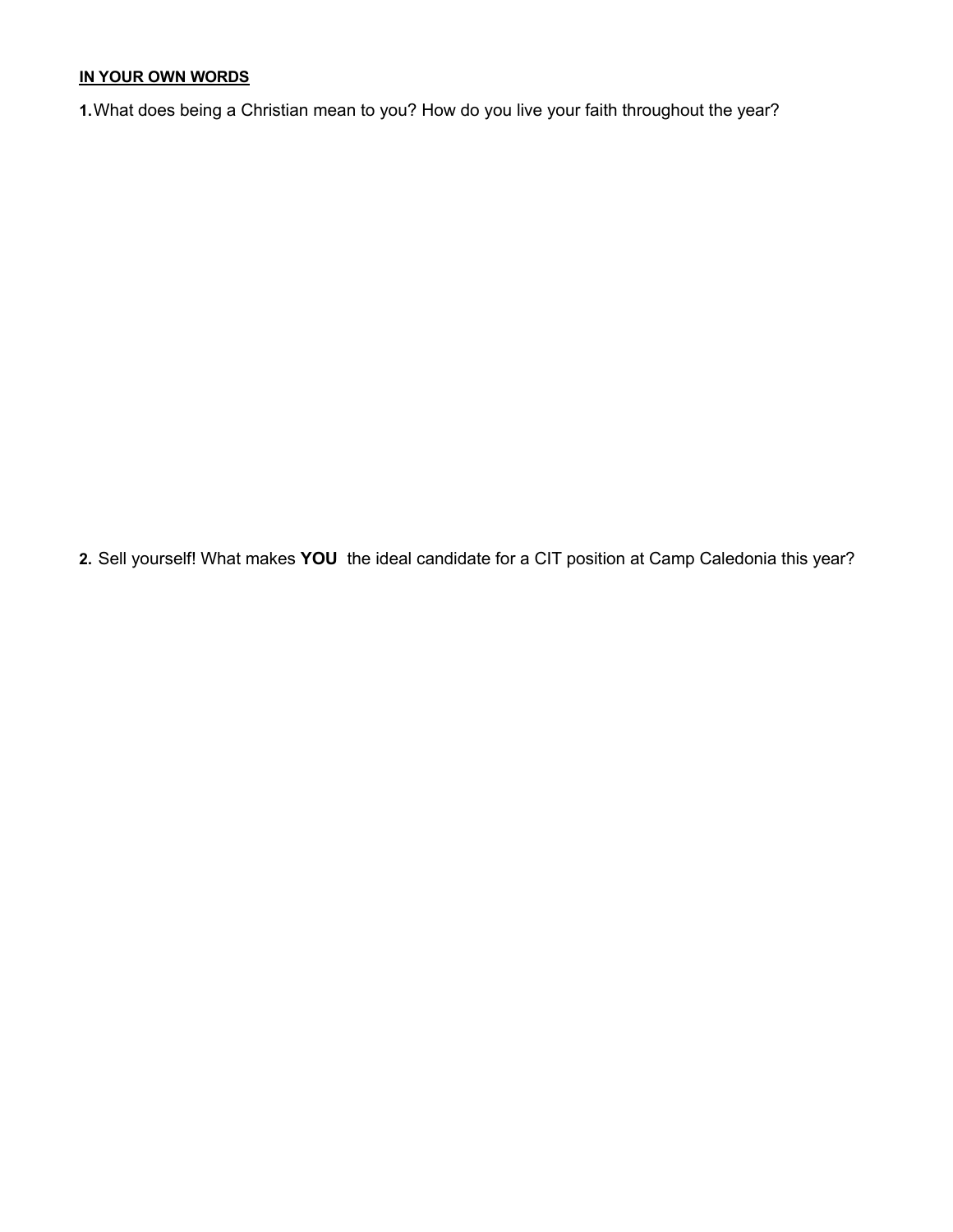**<u>IN YOUR OWN WORDS</u>**

**1.** What does being a Christian mean to you? How do you live your faith throughout the year?

**2.** Sell yourself! What makes **YOU** the ideal candidate for a CIT position at Camp Caledonia this year?